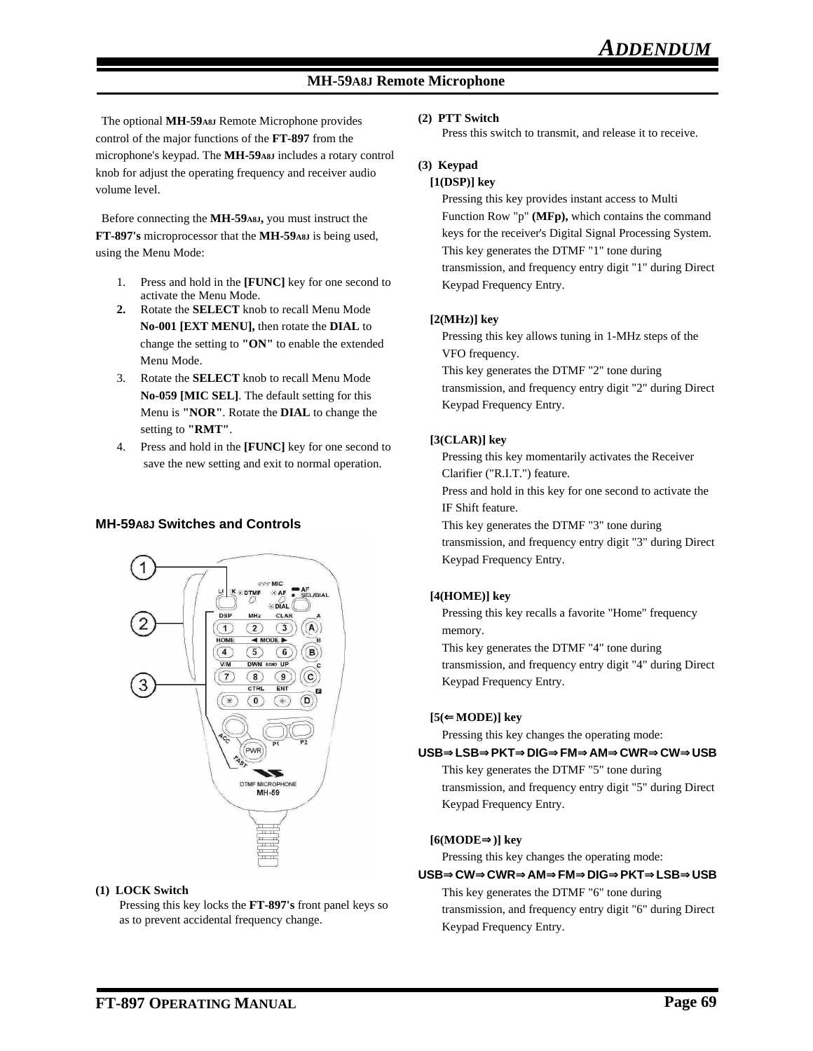## MH-59A8J Remote Microphone

The optional **MH-59A8J** Remote Microphone provides control of the major functions of the **FT-897** from the microphone's keypad. The **MH-59A8J** includes a rotary control knob for adjust the operating frequency and receiver audio volume level.

Before connecting the **MH-59A8J,** you must instruct the **FT-897's** microprocessor that the **MH-59A8J** is being used, using the Menu Mode:

1. Press and hold in the **[FUNC]** key for one second to activate the Menu Mode.
2. Rotate the **SELECT** knob to recall Menu Mode **No-001 [EXT MENU],** then rotate the **DIAL** to change the setting to **"ON"** to enable the extended Menu Mode.
3. Rotate the **SELECT** knob to recall Menu Mode **No-059 [MIC SEL]**. The default setting for this Menu is **"NOR"**. Rotate the **DIAL** to change the setting to **"RMT"**.
4. Press and hold in the **[FUNC]** key for one second to save the new setting and exit to normal operation.

### MH-59A8J Switches and Controls

**(1) LOCK Switch**
Pressing this key locks the **FT-897's** front panel keys so as to prevent accidental frequency change.

**(2) PTT Switch**
Press this switch to transmit, and release it to receive.

**(3) Keypad**

**[1(DSP)] key**
Pressing this key provides instant access to Multi Function Row "p" **(MFp),** which contains the command keys for the receiver's Digital Signal Processing System.
This key generates the DTMF "1" tone during transmission, and frequency entry digit "1" during Direct Keypad Frequency Entry.

**[2(MHz)] key**
Pressing this key allows tuning in 1-MHz steps of the VFO frequency.
This key generates the DTMF "2" tone during transmission, and frequency entry digit "2" during Direct Keypad Frequency Entry.

**[3(CLAR)] key**
Pressing this key momentarily activates the Receiver Clarifier ("R.I.T.") feature.
Press and hold in this key for one second to activate the IF Shift feature.
This key generates the DTMF "3" tone during transmission, and frequency entry digit "3" during Direct Keypad Frequency Entry.

**[4(HOME)] key**
Pressing this key recalls a favorite "Home" frequency memory.
This key generates the DTMF "4" tone during transmission, and frequency entry digit "4" during Direct Keypad Frequency Entry.

**[5(⇐MODE)] key**
Pressing this key changes the operating mode:
**USB⇒LSB⇒PKT⇒DIG⇒FM⇒AM⇒CWR⇒CW⇒USB**
This key generates the DTMF "5" tone during transmission, and frequency entry digit "5" during Direct Keypad Frequency Entry.

**[6(MODE⇒)] key**
Pressing this key changes the operating mode:
**USB⇒CW⇒CWR⇒AM⇒FM⇒DIG⇒PKT⇒LSB⇒USB**
This key generates the DTMF "6" tone during transmission, and frequency entry digit "6" during Direct Keypad Frequency Entry.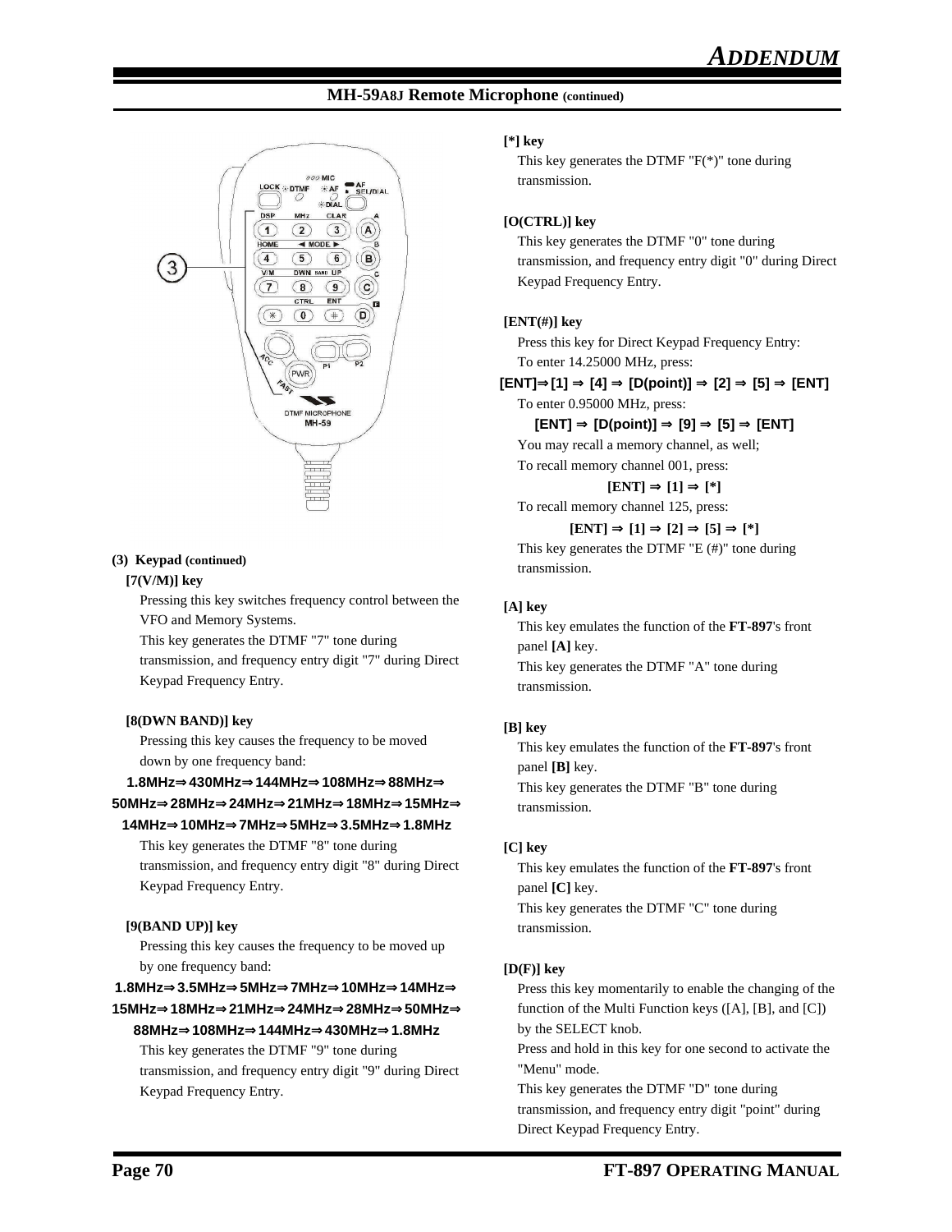## MH-59A8J Remote Microphone (continued)

### (3) Keypad (continued)

**[7(V/M)] key**

Pressing this key switches frequency control between the VFO and Memory Systems.

This key generates the DTMF "7" tone during transmission, and frequency entry digit "7" during Direct Keypad Frequency Entry.

**[8(DWN BAND)] key**

Pressing this key causes the frequency to be moved down by one frequency band:

**1.8MHz⇒430MHz⇒144MHz⇒108MHz⇒88MHz⇒50MHz⇒28MHz⇒24MHz⇒21MHz⇒18MHz⇒15MHz⇒14MHz⇒10MHz⇒7MHz⇒5MHz⇒3.5MHz⇒1.8MHz**

This key generates the DTMF "8" tone during transmission, and frequency entry digit "8" during Direct Keypad Frequency Entry.

**[9(BAND UP)] key**

Pressing this key causes the frequency to be moved up by one frequency band:

**1.8MHz⇒3.5MHz⇒5MHz⇒7MHz⇒10MHz⇒14MHz⇒15MHz⇒18MHz⇒21MHz⇒24MHz⇒28MHz⇒50MHz⇒88MHz⇒108MHz⇒144MHz⇒430MHz⇒1.8MHz**

This key generates the DTMF "9" tone during transmission, and frequency entry digit "9" during Direct Keypad Frequency Entry.

**[*] key**

This key generates the DTMF "F(*)" tone during transmission.

**[O(CTRL)] key**

This key generates the DTMF "0" tone during transmission, and frequency entry digit "0" during Direct Keypad Frequency Entry.

**[ENT(#)] key**

Press this key for Direct Keypad Frequency Entry:

To enter 14.25000 MHz, press:

**[ENT]⇒[1] ⇒ [4] ⇒ [D(point)] ⇒ [2] ⇒ [5] ⇒ [ENT]**

To enter 0.95000 MHz, press:

**[ENT] ⇒ [D(point)] ⇒ [9] ⇒ [5] ⇒ [ENT]**

You may recall a memory channel, as well;

To recall memory channel 001, press:

**[ENT] ⇒ [1] ⇒ [*]**

To recall memory channel 125, press:

**[ENT] ⇒ [1] ⇒ [2] ⇒ [5] ⇒ [*]**

This key generates the DTMF "E (#)" tone during transmission.

**[A] key**

This key emulates the function of the **FT-897**'s front panel **[A]** key.

This key generates the DTMF "A" tone during transmission.

**[B] key**

This key emulates the function of the **FT-897**'s front panel **[B]** key.

This key generates the DTMF "B" tone during transmission.

**[C] key**

This key emulates the function of the **FT-897**'s front panel **[C]** key.

This key generates the DTMF "C" tone during transmission.

**[D(F)] key**

Press this key momentarily to enable the changing of the function of the Multi Function keys ([A], [B], and [C]) by the SELECT knob.

Press and hold in this key for one second to activate the "Menu" mode.

This key generates the DTMF "D" tone during transmission, and frequency entry digit "point" during Direct Keypad Frequency Entry.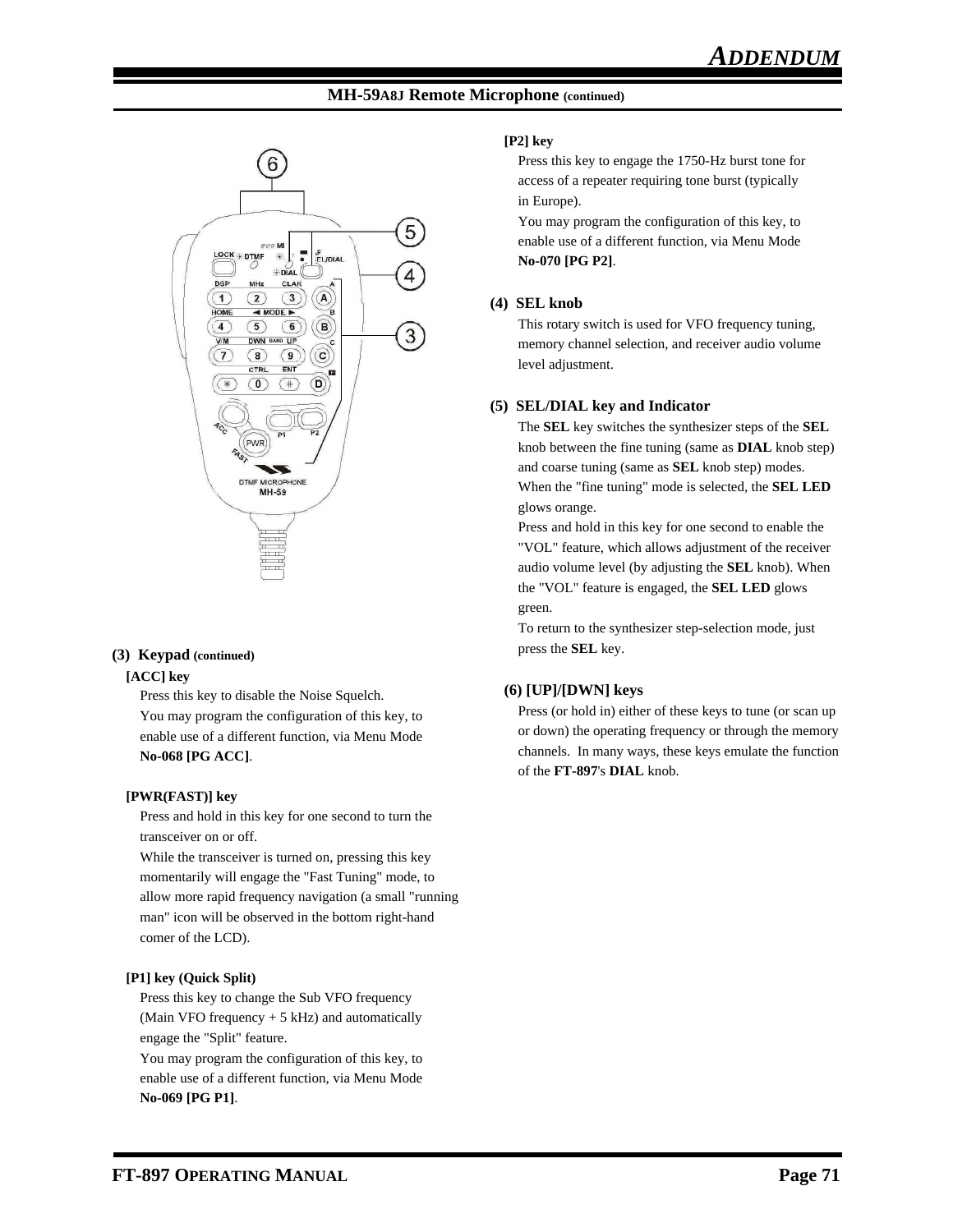## MH-59A8J Remote Microphone (continued)

### (3) Keypad (continued)

**[ACC] key**

Press this key to disable the Noise Squelch.
You may program the configuration of this key, to enable use of a different function, via Menu Mode **No-068 [PG ACC]**.

**[PWR(FAST)] key**

Press and hold in this key for one second to turn the transceiver on or off.
While the transceiver is turned on, pressing this key momentarily will engage the "Fast Tuning" mode, to allow more rapid frequency navigation (a small "running man" icon will be observed in the bottom right-hand comer of the LCD).

**[P1] key (Quick Split)**

Press this key to change the Sub VFO frequency (Main VFO frequency + 5 kHz) and automatically engage the "Split" feature.
You may program the configuration of this key, to enable use of a different function, via Menu Mode **No-069 [PG P1]**.

**[P2] key**

Press this key to engage the 1750-Hz burst tone for access of a repeater requiring tone burst (typically in Europe).
You may program the configuration of this key, to enable use of a different function, via Menu Mode **No-070 [PG P2]**.

### (4) SEL knob

This rotary switch is used for VFO frequency tuning, memory channel selection, and receiver audio volume level adjustment.

### (5) SEL/DIAL key and Indicator

The **SEL** key switches the synthesizer steps of the **SEL** knob between the fine tuning (same as **DIAL** knob step) and coarse tuning (same as **SEL** knob step) modes. When the "fine tuning" mode is selected, the **SEL LED** glows orange.
Press and hold in this key for one second to enable the "VOL" feature, which allows adjustment of the receiver audio volume level (by adjusting the **SEL** knob). When the "VOL" feature is engaged, the **SEL LED** glows green.
To return to the synthesizer step-selection mode, just press the **SEL** key.

### (6) [UP]/[DWN] keys

Press (or hold in) either of these keys to tune (or scan up or down) the operating frequency or through the memory channels. In many ways, these keys emulate the function of the **FT-897**'s **DIAL** knob.